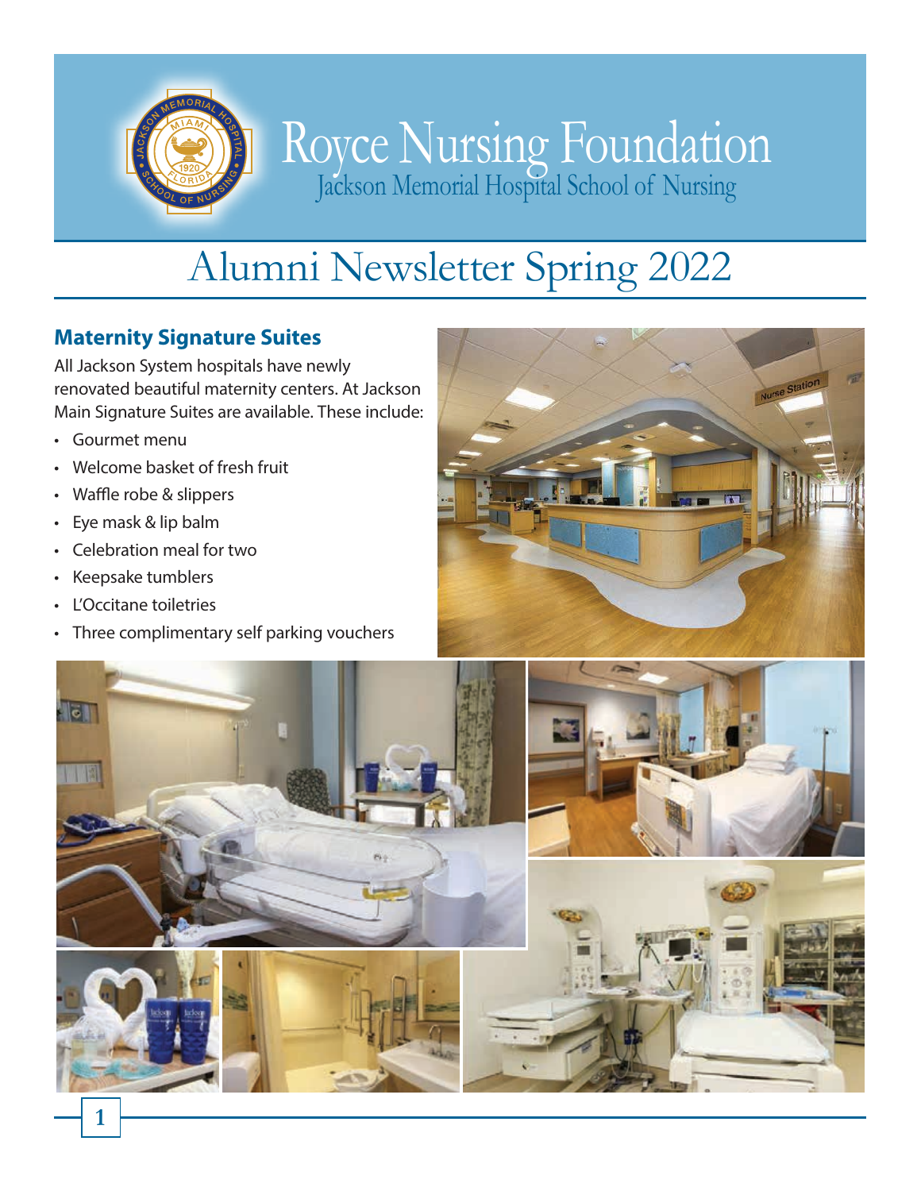# Royce Nursing Foundation

Jackson Memorial Hospital School of Nursing

# Alumni Newsletter Spring 2022

## Maternity Signature Suites

All Jackson System hospitals have newly renovated beautiful maternity centers. At Jackson Main Signature Suites are available. These include:

- Gourmet menu
- Welcome basket of fresh fruit
- Waffle robe & slippers
- Eye mask & lip balm
- Celebration meal for two
- Keepsake tumblers
- L'Occitane toiletries
- Three complimentary self parking vouchers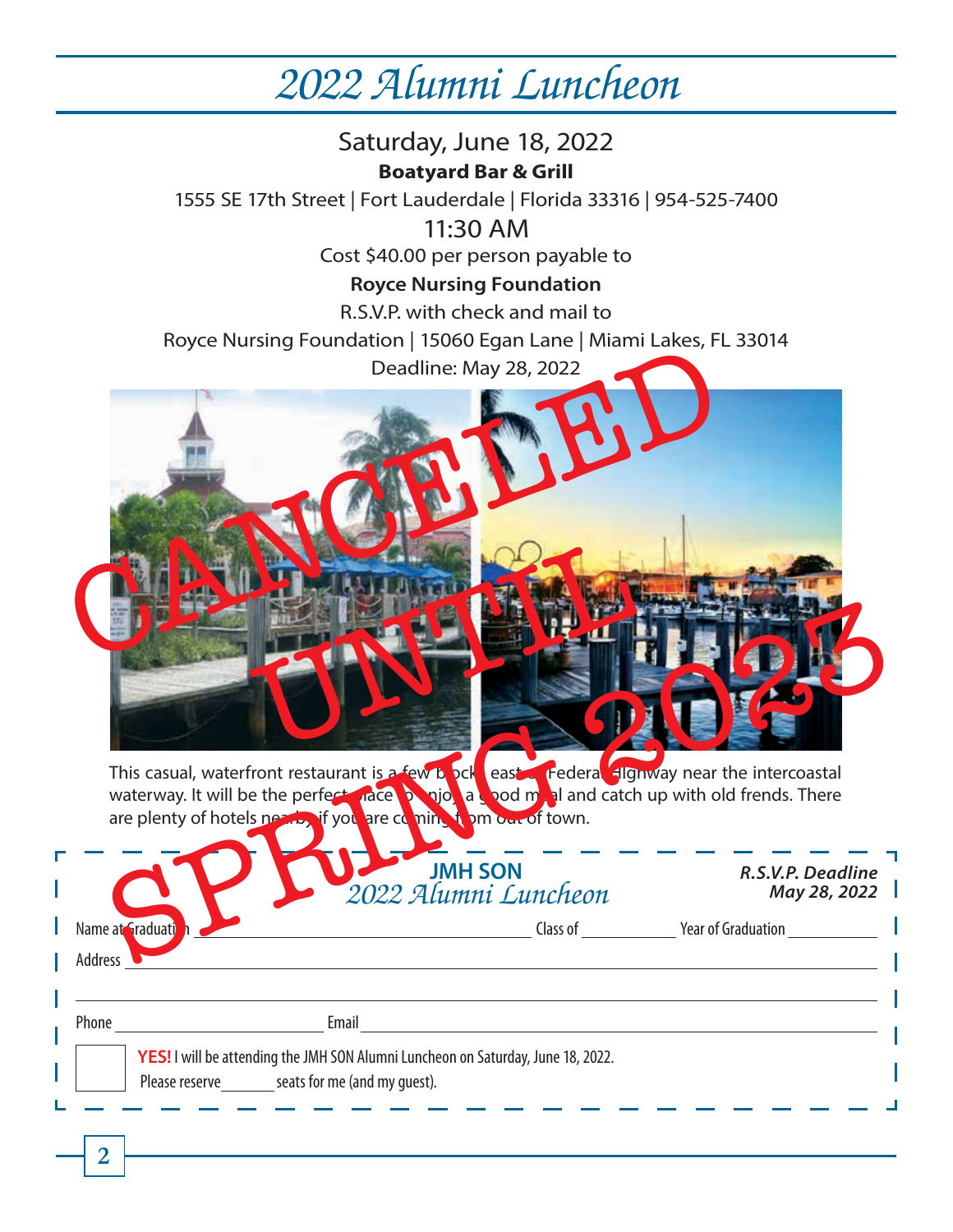# 2022 Alumni Luncheon

Saturday, June 18, 2022

**Boatyard Bar & Grill**

1555 SE 17th Street | Fort Lauderdale | Florida 33316 | 954-525-7400

11:30 AM

Cost $40.00 per person payable to

**Royce Nursing Foundation**

R.S.V.P. with check and mail to

Royce Nursing Foundation | 15060 Egan Lane | Miami Lakes, FL 33014

Deadline: May 28, 2022

**CANCELED UNTIL SPRING 2023**

This casual, waterfront restaurant is a few blocks east of Federal Highway near the intercoastal waterway. It will be the perfect place to enjoy a good meal and catch up with old frends. There are plenty of hotels nearby if you are coming from out of town.

---

**JMH SON**
*2022 Alumni Luncheon*

***R.S.V.P. Deadline May 28, 2022***

Name at Graduation ______________________ Class of ________ Year of Graduation ________

Address ______________________________________________

______________________________________________

Phone ________________ Email ______________________________

☐ **YES!** I will be attending the JMH SON Alumni Luncheon on Saturday, June 18, 2022.
Please reserve ______ seats for me (and my guest).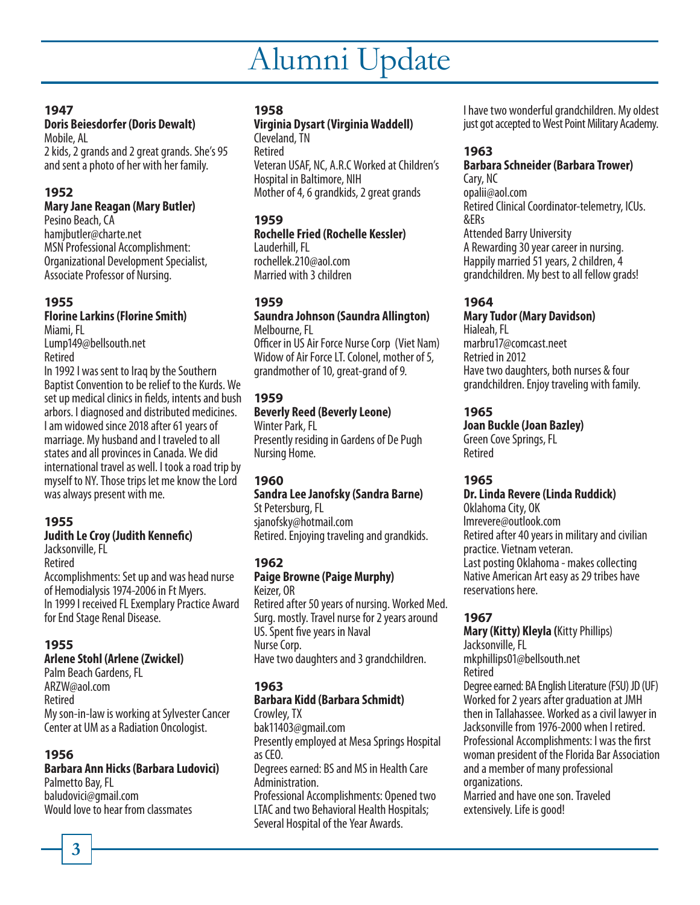# Alumni Update

### 1947

**Doris Beiesdorfer (Doris Dewalt)**
Mobile, AL
2 kids, 2 grands and 2 great grands. She's 95 and sent a photo of her with her family.

### 1952

**Mary Jane Reagan (Mary Butler)**
Pesino Beach, CA
hamjbutler@charte.net
MSN Professional Accomplishment: Organizational Development Specialist, Associate Professor of Nursing.

### 1955

**Florine Larkins (Florine Smith)**
Miami, FL
Lump149@bellsouth.net
Retired
In 1992 I was sent to Iraq by the Southern Baptist Convention to be relief to the Kurds. We set up medical clinics in fields, intents and bush arbors. I diagnosed and distributed medicines. I am widowed since 2018 after 61 years of marriage. My husband and I traveled to all states and all provinces in Canada. We did international travel as well. I took a road trip by myself to NY. Those trips let me know the Lord was always present with me.

### 1955

**Judith Le Croy (Judith Kennefic)**
Jacksonville, FL
Retired
Accomplishments: Set up and was head nurse of Hemodialysis 1974-2006 in Ft Myers.
In 1999 I received FL Exemplary Practice Award for End Stage Renal Disease.

### 1955

**Arlene Stohl (Arlene (Zwickel)**
Palm Beach Gardens, FL
ARZW@aol.com
Retired
My son-in-law is working at Sylvester Cancer Center at UM as a Radiation Oncologist.

### 1956

**Barbara Ann Hicks (Barbara Ludovici)**
Palmetto Bay, FL
baludovici@gmail.com
Would love to hear from classmates

### 1958

**Virginia Dysart (Virginia Waddell)**
Cleveland, TN
Retired
Veteran USAF, NC, A.R.C Worked at Children's Hospital in Baltimore, NIH
Mother of 4, 6 grandkids, 2 great grands

### 1959

**Rochelle Fried (Rochelle Kessler)**
Lauderhill, FL
rochellek.210@aol.com
Married with 3 children

### 1959

**Saundra Johnson (Saundra Allington)**
Melbourne, FL
Officer in US Air Force Nurse Corp (Viet Nam)
Widow of Air Force LT. Colonel, mother of 5, grandmother of 10, great-grand of 9.

### 1959

**Beverly Reed (Beverly Leone)**
Winter Park, FL
Presently residing in Gardens of De Pugh Nursing Home.

### 1960

**Sandra Lee Janofsky (Sandra Barne)**
St Petersburg, FL
sjanofsky@hotmail.com
Retired. Enjoying traveling and grandkids.

### 1962

**Paige Browne (Paige Murphy)**
Keizer, OR
Retired after 50 years of nursing. Worked Med. Surg. mostly. Travel nurse for 2 years around US. Spent five years in Naval Nurse Corp.
Have two daughters and 3 grandchildren.

### 1963

**Barbara Kidd (Barbara Schmidt)**
Crowley, TX
bak11403@gmail.com
Presently employed at Mesa Springs Hospital as CEO.
Degrees earned: BS and MS in Health Care Administration.
Professional Accomplishments: Opened two LTAC and two Behavioral Health Hospitals; Several Hospital of the Year Awards.
I have two wonderful grandchildren. My oldest just got accepted to West Point Military Academy.

### 1963

**Barbara Schneider (Barbara Trower)**
Cary, NC
opalii@aol.com
Retired Clinical Coordinator-telemetry, ICUs. &ERs
Attended Barry University
A Rewarding 30 year career in nursing.
Happily married 51 years, 2 children, 4 grandchildren. My best to all fellow grads!

### 1964

**Mary Tudor (Mary Davidson)**
Hialeah, FL
marbru17@comcast.neet
Retried in 2012
Have two daughters, both nurses & four grandchildren. Enjoy traveling with family.

### 1965

**Joan Buckle (Joan Bazley)**
Green Cove Springs, FL
Retired

### 1965

**Dr. Linda Revere (Linda Ruddick)**
Oklahoma City, OK
lmrevere@outlook.com
Retired after 40 years in military and civilian practice. Vietnam veteran.
Last posting Oklahoma - makes collecting Native American Art easy as 29 tribes have reservations here.

### 1967

**Mary (Kitty) Kleyla (**Kitty Phillips)
Jacksonville, FL
mkphillips01@bellsouth.net
Retired
Degree earned: BA English Literature (FSU) JD (UF)
Worked for 2 years after graduation at JMH then in Tallahassee. Worked as a civil lawyer in Jacksonville from 1976-2000 when I retired.
Professional Accomplishments: I was the first woman president of the Florida Bar Association and a member of many professional organizations.
Married and have one son. Traveled extensively. Life is good!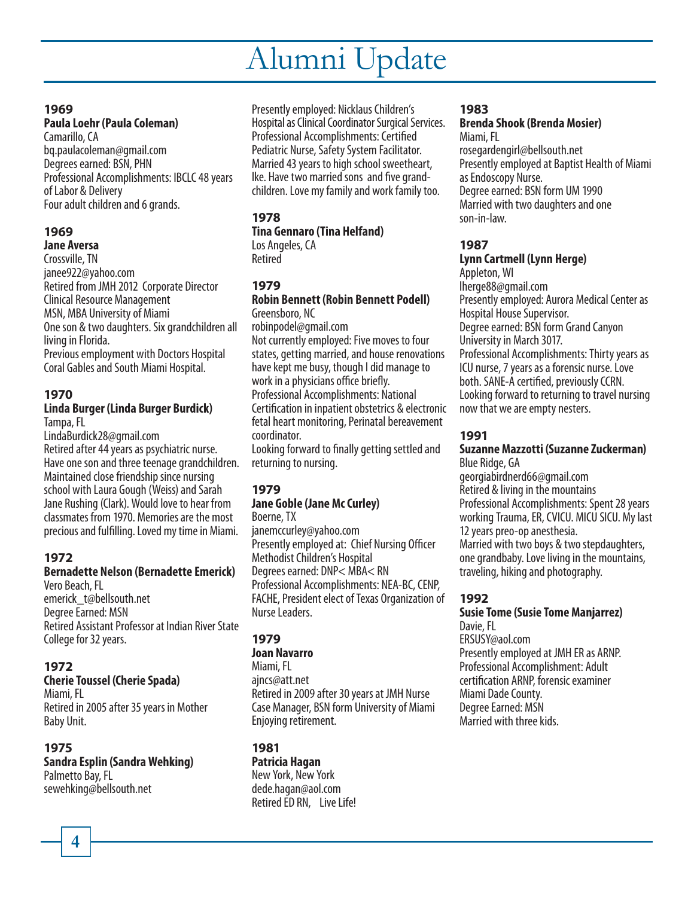# Alumni Update

### 1969

**Paula Loehr (Paula Coleman)**
Camarillo, CA
bq.paulacoleman@gmail.com
Degrees earned: BSN, PHN
Professional Accomplishments: IBCLC 48 years of Labor & Delivery
Four adult children and 6 grands.

### 1969

**Jane Aversa**
Crossville, TN
janee922@yahoo.com
Retired from JMH 2012 Corporate Director Clinical Resource Management
MSN, MBA University of Miami
One son & two daughters. Six grandchildren all living in Florida.
Previous employment with Doctors Hospital Coral Gables and South Miami Hospital.

### 1970

**Linda Burger (Linda Burger Burdick)**
Tampa, FL
LindaBurdick28@gmail.com
Retired after 44 years as psychiatric nurse. Have one son and three teenage grandchildren. Maintained close friendship since nursing school with Laura Gough (Weiss) and Sarah Jane Rushing (Clark). Would love to hear from classmates from 1970. Memories are the most precious and fulfilling. Loved my time in Miami.

### 1972

**Bernadette Nelson (Bernadette Emerick)**
Vero Beach, FL
emerick_t@bellsouth.net
Degree Earned: MSN
Retired Assistant Professor at Indian River State College for 32 years.

### 1972

**Cherie Toussel (Cherie Spada)**
Miami, FL
Retired in 2005 after 35 years in Mother Baby Unit.

### 1975

**Sandra Esplin (Sandra Wehking)**
Palmetto Bay, FL
sewehking@bellsouth.net
Presently employed: Nicklaus Children's Hospital as Clinical Coordinator Surgical Services.
Professional Accomplishments: Certified Pediatric Nurse, Safety System Facilitator.
Married 43 years to high school sweetheart, Ike. Have two married sons and five grand-children. Love my family and work family too.

### 1978

**Tina Gennaro (Tina Helfand)**
Los Angeles, CA
Retired

### 1979

**Robin Bennett (Robin Bennett Podell)**
Greensboro, NC
robinpodel@gmail.com
Not currently employed: Five moves to four states, getting married, and house renovations have kept me busy, though I did manage to work in a physicians office briefly.
Professional Accomplishments: National Certification in inpatient obstetrics & electronic fetal heart monitoring, Perinatal bereavement coordinator.
Looking forward to finally getting settled and returning to nursing.

### 1979

**Jane Goble (Jane Mc Curley)**
Boerne, TX
janemccurley@yahoo.com
Presently employed at: Chief Nursing Officer Methodist Children's Hospital
Degrees earned: DNP< MBA< RN
Professional Accomplishments: NEA-BC, CENP, FACHE, President elect of Texas Organization of Nurse Leaders.

### 1979

**Joan Navarro**
Miami, FL
ajncs@att.net
Retired in 2009 after 30 years at JMH Nurse Case Manager, BSN form University of Miami
Enjoying retirement.

### 1981

**Patricia Hagan**
New York, New York
dede.hagan@aol.com
Retired ED RN, Live Life!

### 1983

**Brenda Shook (Brenda Mosier)**
Miami, FL
rosegardengirl@bellsouth.net
Presently employed at Baptist Health of Miami as Endoscopy Nurse.
Degree earned: BSN form UM 1990
Married with two daughters and one son-in-law.

### 1987

**Lynn Cartmell (Lynn Herge)**
Appleton, WI
lherge88@gmail.com
Presently employed: Aurora Medical Center as Hospital House Supervisor.
Degree earned: BSN form Grand Canyon University in March 3017.
Professional Accomplishments: Thirty years as ICU nurse, 7 years as a forensic nurse. Love both. SANE-A certified, previously CCRN.
Looking forward to returning to travel nursing now that we are empty nesters.

### 1991

**Suzanne Mazzotti (Suzanne Zuckerman)**
Blue Ridge, GA
georgiabirdnerd66@gmail.com
Retired & living in the mountains
Professional Accomplishments: Spent 28 years working Trauma, ER, CVICU. MICU SICU. My last 12 years preo-op anesthesia.
Married with two boys & two stepdaughters, one grandbaby. Love living in the mountains, traveling, hiking and photography.

### 1992

**Susie Tome (Susie Tome Manjarrez)**
Davie, FL
ERSUSY@aol.com
Presently employed at JMH ER as ARNP.
Professional Accomplishment: Adult certification ARNP, forensic examiner Miami Dade County.
Degree Earned: MSN
Married with three kids.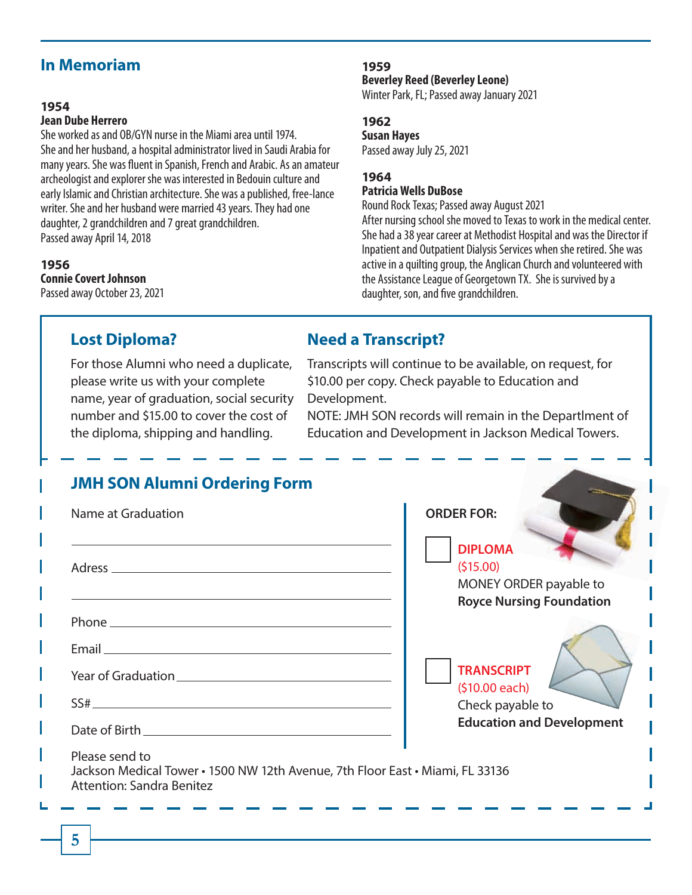## In Memoriam

**1954**
**Jean Dube Herrero**
She worked as and OB/GYN nurse in the Miami area until 1974. She and her husband, a hospital administrator lived in Saudi Arabia for many years. She was fluent in Spanish, French and Arabic. As an amateur archeologist and explorer she was interested in Bedouin culture and early Islamic and Christian architecture. She was a published, free-lance writer. She and her husband were married 43 years. They had one daughter, 2 grandchildren and 7 great grandchildren.
Passed away April 14, 2018

**1956**
**Connie Covert Johnson**
Passed away October 23, 2021

**1959**
**Beverley Reed (Beverley Leone)**
Winter Park, FL; Passed away January 2021

**1962**
**Susan Hayes**
Passed away July 25, 2021

**1964**
**Patricia Wells DuBose**
Round Rock Texas; Passed away August 2021
After nursing school she moved to Texas to work in the medical center. She had a 38 year career at Methodist Hospital and was the Director if Inpatient and Outpatient Dialysis Services when she retired. She was active in a quilting group, the Anglican Church and volunteered with the Assistance League of Georgetown TX. She is survived by a daughter, son, and five grandchildren.

## Lost Diploma?

For those Alumni who need a duplicate, please write us with your complete name, year of graduation, social security number and $15.00 to cover the cost of the diploma, shipping and handling.

## Need a Transcript?

Transcripts will continue to be available, on request, for $10.00 per copy. Check payable to Education and Development.
NOTE: JMH SON records will remain in the Departlment of Education and Development in Jackson Medical Towers.

## JMH SON Alumni Ordering Form

Name at Graduation

______________________________

Adress ______________________________

______________________________

Phone ______________________________

Email ______________________________

Year of Graduation ______________________________

SS# ______________________________

Date of Birth ______________________________

**ORDER FOR:**

☐ **DIPLOMA**
($15.00)
MONEY ORDER payable to
**Royce Nursing Foundation**

☐ **TRANSCRIPT**
($10.00 each)
Check payable to
**Education and Development**

Please send to
Jackson Medical Tower • 1500 NW 12th Avenue, 7th Floor East • Miami, FL 33136
Attention: Sandra Benitez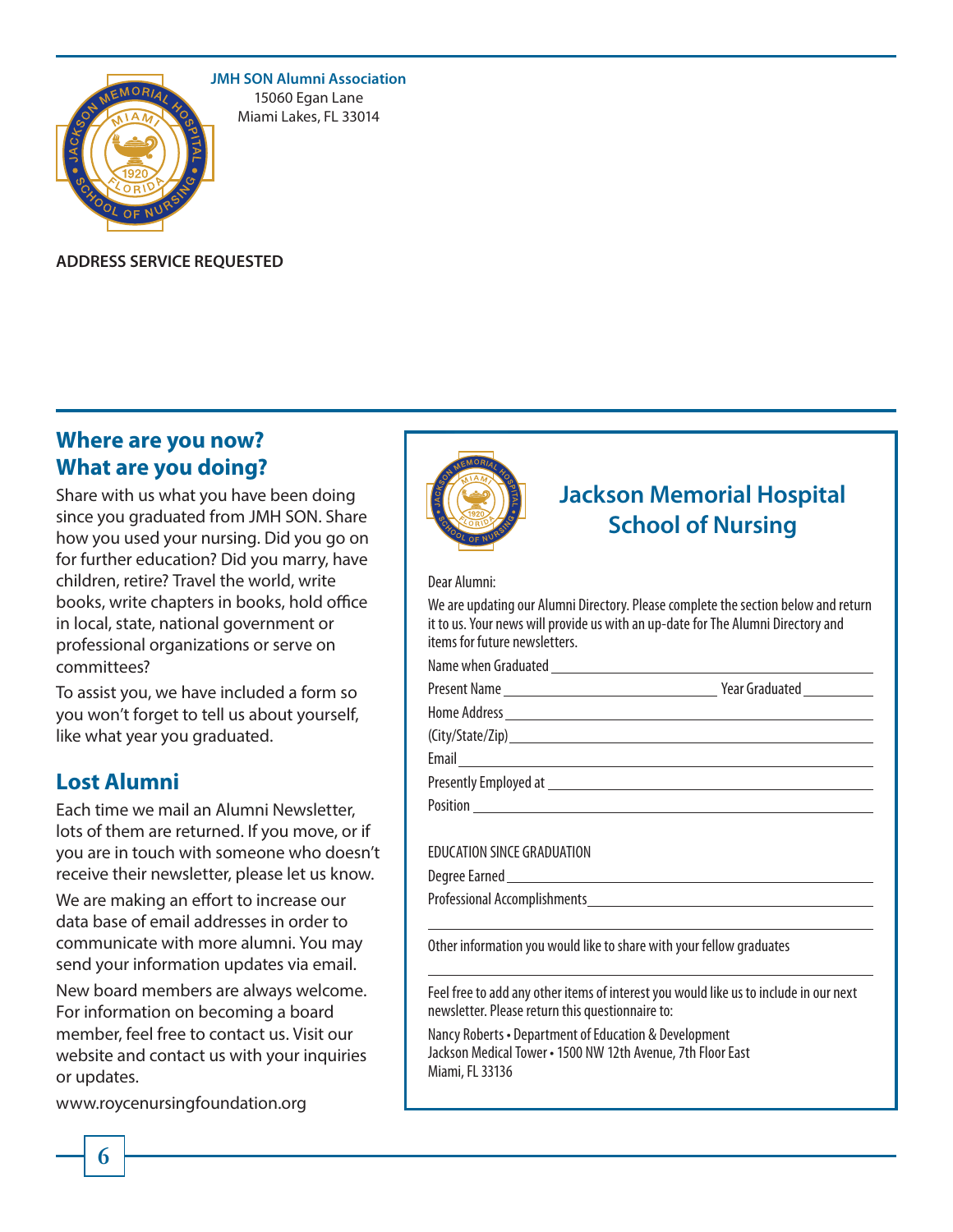**JMH SON Alumni Association**
15060 Egan Lane
Miami Lakes, FL 33014

**ADDRESS SERVICE REQUESTED**

## Where are you now? What are you doing?

Share with us what you have been doing since you graduated from JMH SON. Share how you used your nursing. Did you go on for further education? Did you marry, have children, retire? Travel the world, write books, write chapters in books, hold office in local, state, national government or professional organizations or serve on committees?

To assist you, we have included a form so you won't forget to tell us about yourself, like what year you graduated.

## Lost Alumni

Each time we mail an Alumni Newsletter, lots of them are returned. If you move, or if you are in touch with someone who doesn't receive their newsletter, please let us know.

We are making an effort to increase our data base of email addresses in order to communicate with more alumni. You may send your information updates via email.

New board members are always welcome. For information on becoming a board member, feel free to contact us. Visit our website and contact us with your inquiries or updates.

www.roycenursingfoundation.org

## Jackson Memorial Hospital School of Nursing

Dear Alumni:

We are updating our Alumni Directory. Please complete the section below and return it to us. Your news will provide us with an up-date for The Alumni Directory and items for future newsletters.

Name when Graduated ______________________________

Present Name ______________________ Year Graduated __________

Home Address ______________________________

(City/State/Zip) ______________________________

Email ______________________________

Presently Employed at ______________________________

Position ______________________________

EDUCATION SINCE GRADUATION

Degree Earned ______________________________

Professional Accomplishments ______________________________

______________________________

Other information you would like to share with your fellow graduates

______________________________

Feel free to add any other items of interest you would like us to include in our next newsletter. Please return this questionnaire to:

Nancy Roberts • Department of Education & Development
Jackson Medical Tower • 1500 NW 12th Avenue, 7th Floor East
Miami, FL 33136